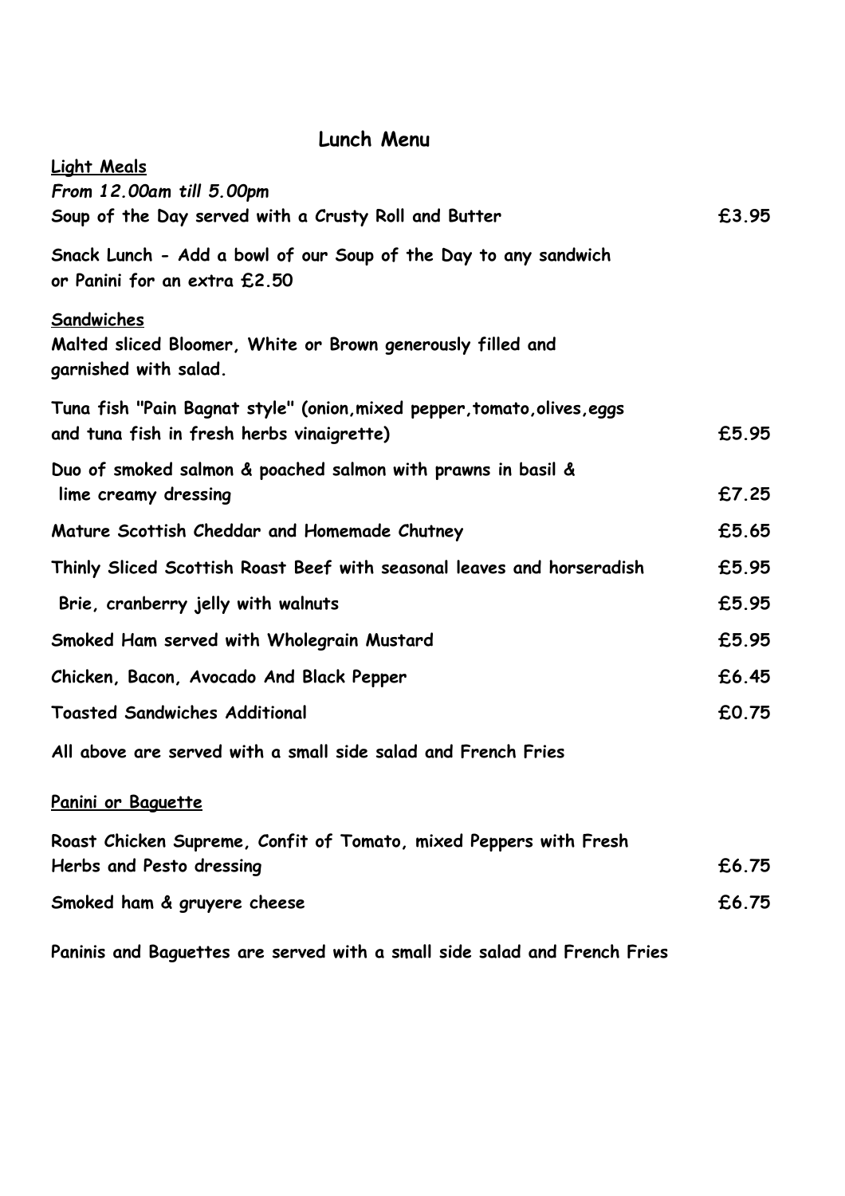# Lunch Menu

**Light Meals**

*From 12.00am till 5.00pm*

| | |
|---|---|
| **Soup of the Day served with a Crusty Roll and Butter** | **£3.95** |

**Snack Lunch - Add a bowl of our Soup of the Day to any sandwich or Panini for an extra £2.50**

**Sandwiches**

**Malted sliced Bloomer, White or Brown generously filled and garnished with salad.**

| | |
|---|---|
| **Tuna fish "Pain Bagnat style" (onion,mixed pepper,tomato,olives,eggs and tuna fish in fresh herbs vinaigrette)** | **£5.95** |
| **Duo of smoked salmon & poached salmon with prawns in basil & lime creamy dressing** | **£7.25** |
| **Mature Scottish Cheddar and Homemade Chutney** | **£5.65** |
| **Thinly Sliced Scottish Roast Beef with seasonal leaves and horseradish** | **£5.95** |
| **Brie, cranberry jelly with walnuts** | **£5.95** |
| **Smoked Ham served with Wholegrain Mustard** | **£5.95** |
| **Chicken, Bacon, Avocado And Black Pepper** | **£6.45** |
| **Toasted Sandwiches Additional** | **£0.75** |

**All above are served with a small side salad and French Fries**

**Panini or Baguette**

| | |
|---|---|
| **Roast Chicken Supreme, Confit of Tomato, mixed Peppers with Fresh Herbs and Pesto dressing** | **£6.75** |
| **Smoked ham & gruyere cheese** | **£6.75** |

**Paninis and Baguettes are served with a small side salad and French Fries**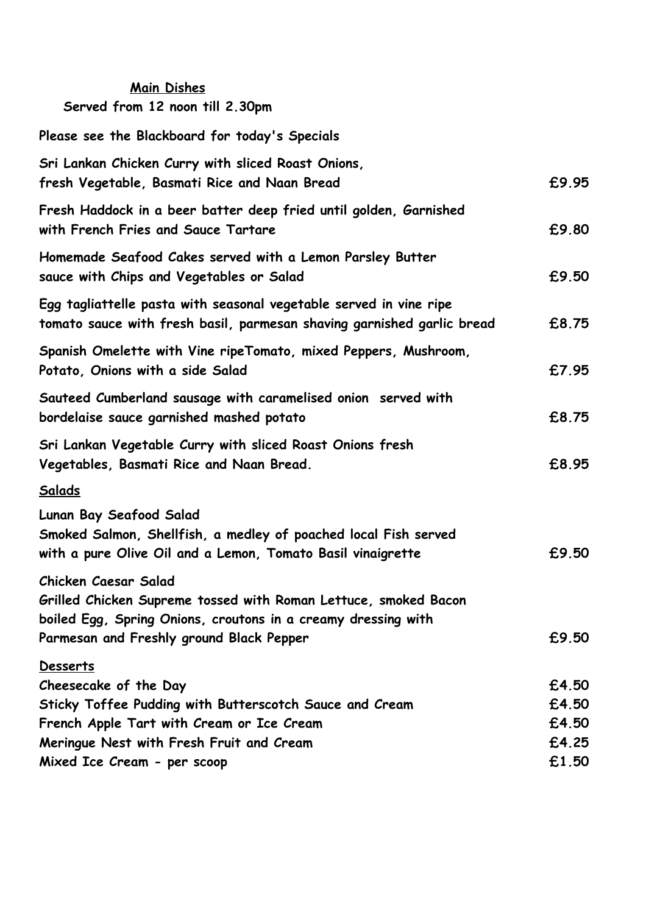## Main Dishes

**Served from 12 noon till 2.30pm**

**Please see the Blackboard for today's Specials**

| Dish | Price |
|---|---|
| Sri Lankan Chicken Curry with sliced Roast Onions, fresh Vegetable, Basmati Rice and Naan Bread | £9.95 |
| Fresh Haddock in a beer batter deep fried until golden, Garnished with French Fries and Sauce Tartare | £9.80 |
| Homemade Seafood Cakes served with a Lemon Parsley Butter sauce with Chips and Vegetables or Salad | £9.50 |
| Egg tagliattelle pasta with seasonal vegetable served in vine ripe tomato sauce with fresh basil, parmesan shaving garnished garlic bread | £8.75 |
| Spanish Omelette with Vine ripeTomato, mixed Peppers, Mushroom, Potato, Onions with a side Salad | £7.95 |
| Sauteed Cumberland sausage with caramelised onion served with bordelaise sauce garnished mashed potato | £8.75 |
| Sri Lankan Vegetable Curry with sliced Roast Onions fresh Vegetables, Basmati Rice and Naan Bread. | £8.95 |

## Salads

| Dish | Price |
|---|---|
| **Lunan Bay Seafood Salad** Smoked Salmon, Shellfish, a medley of poached local Fish served with a pure Olive Oil and a Lemon, Tomato Basil vinaigrette | £9.50 |
| **Chicken Caesar Salad** Grilled Chicken Supreme tossed with Roman Lettuce, smoked Bacon boiled Egg, Spring Onions, croutons in a creamy dressing with Parmesan and Freshly ground Black Pepper | £9.50 |

## Desserts

| Dessert | Price |
|---|---|
| Cheesecake of the Day | £4.50 |
| Sticky Toffee Pudding with Butterscotch Sauce and Cream | £4.50 |
| French Apple Tart with Cream or Ice Cream | £4.50 |
| Meringue Nest with Fresh Fruit and Cream | £4.25 |
| Mixed Ice Cream - per scoop | £1.50 |